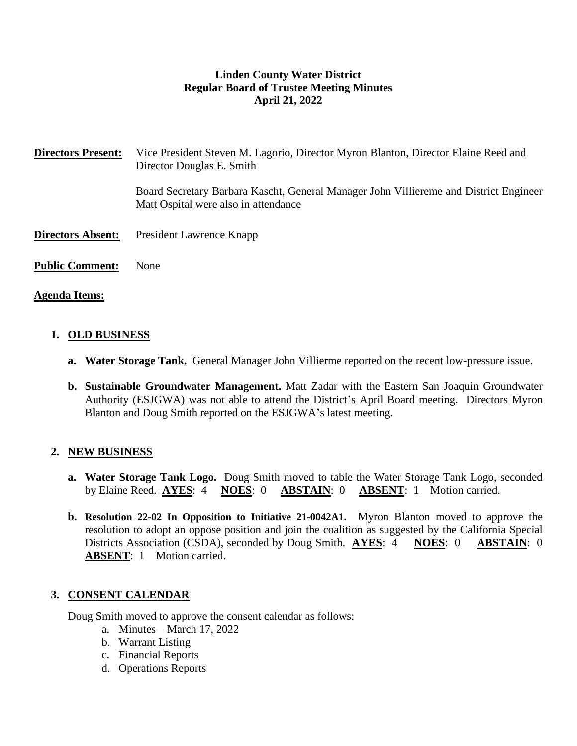**Linden County Water District**
**Regular Board of Trustee Meeting Minutes**
**April 21, 2022**

**Directors Present:** Vice President Steven M. Lagorio, Director Myron Blanton, Director Elaine Reed and Director Douglas E. Smith

Board Secretary Barbara Kascht, General Manager John Villiereme and District Engineer Matt Ospital were also in attendance

**Directors Absent:** President Lawrence Knapp

**Public Comment:** None

**Agenda Items:**

1. **OLD BUSINESS**

   a. **Water Storage Tank.** General Manager John Villierme reported on the recent low-pressure issue.

   b. **Sustainable Groundwater Management.** Matt Zadar with the Eastern San Joaquin Groundwater Authority (ESJGWA) was not able to attend the District's April Board meeting. Directors Myron Blanton and Doug Smith reported on the ESJGWA's latest meeting.

2. **NEW BUSINESS**

   a. **Water Storage Tank Logo.** Doug Smith moved to table the Water Storage Tank Logo, seconded by Elaine Reed. **AYES**: 4 **NOES**: 0 **ABSTAIN**: 0 **ABSENT**: 1 Motion carried.

   b. **Resolution 22-02 In Opposition to Initiative 21-0042A1.** Myron Blanton moved to approve the resolution to adopt an oppose position and join the coalition as suggested by the California Special Districts Association (CSDA), seconded by Doug Smith. **AYES**: 4 **NOES**: 0 **ABSTAIN**: 0 **ABSENT**: 1 Motion carried.

3. **CONSENT CALENDAR**

   Doug Smith moved to approve the consent calendar as follows:

   a. Minutes – March 17, 2022
   b. Warrant Listing
   c. Financial Reports
   d. Operations Reports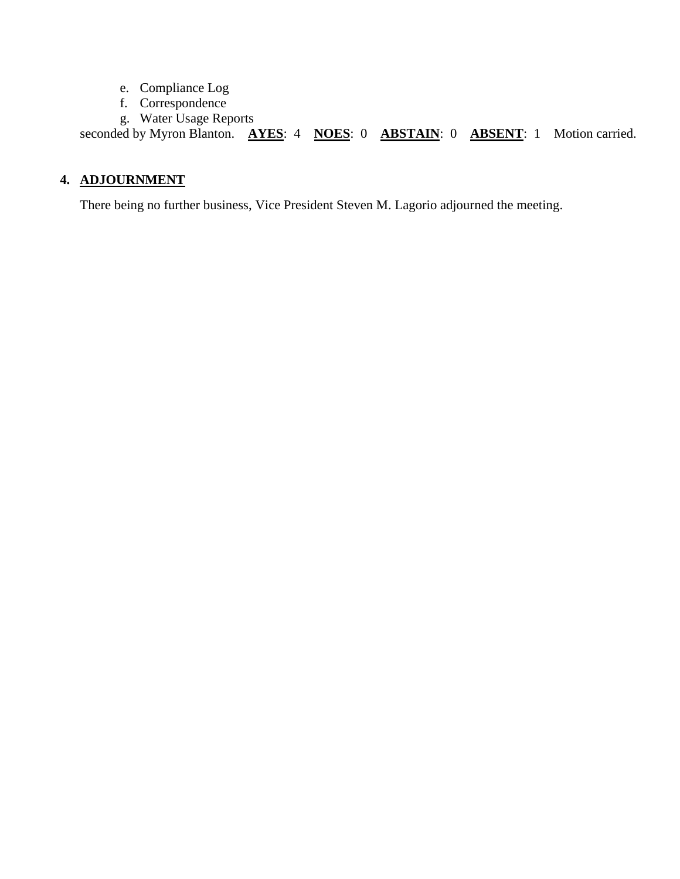e. Compliance Log
f. Correspondence
g. Water Usage Reports

seconded by Myron Blanton. **AYES**: 4 **NOES**: 0 **ABSTAIN**: 0 **ABSENT**: 1 Motion carried.

## 4. ADJOURNMENT

There being no further business, Vice President Steven M. Lagorio adjourned the meeting.